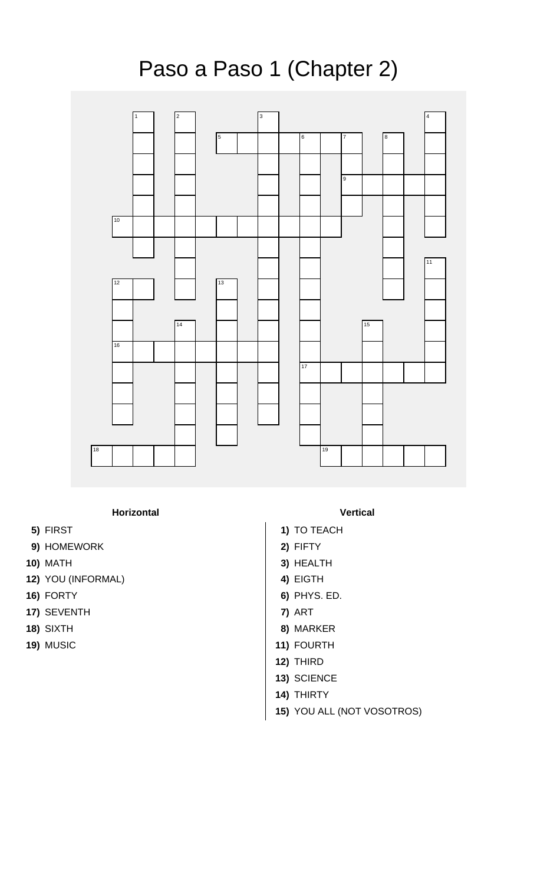# Paso a Paso 1 (Chapter 2)

**Horizontal**

**5)** FIRST
**9)** HOMEWORK
**10)** MATH
**12)** YOU (INFORMAL)
**16)** FORTY
**17)** SEVENTH
**18)** SIXTH
**19)** MUSIC

**Vertical**

**1)** TO TEACH
**2)** FIFTY
**3)** HEALTH
**4)** EIGTH
**6)** PHYS. ED.
**7)** ART
**8)** MARKER
**11)** FOURTH
**12)** THIRD
**13)** SCIENCE
**14)** THIRTY
**15)** YOU ALL (NOT VOSOTROS)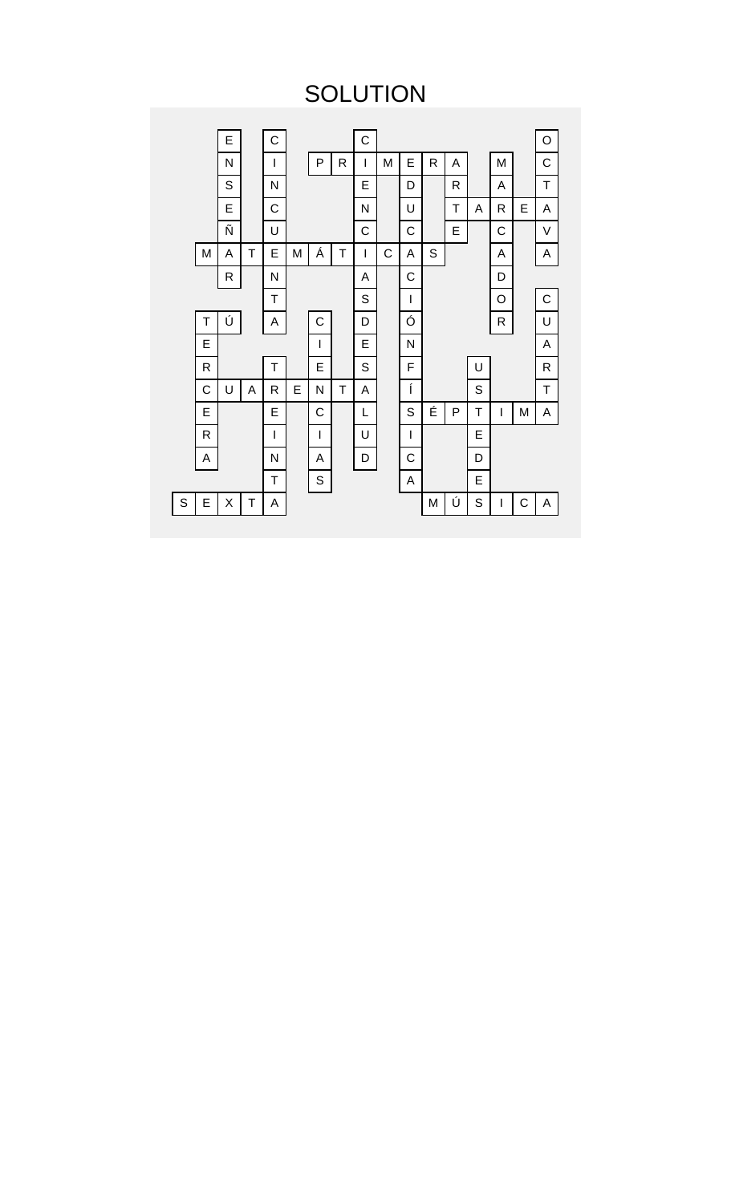# SOLUTION

| | | | | | | | | | | | | | | | | |
|---|---|---|---|---|---|---|---|---|---|---|---|---|---|---|---|---|
| | | E | | C | | | | C | | | | | | | | O |
| | | N | | I | | P | R | I | M | E | R | A | | M | | C |
| | | S | | N | | | | E | | D | | R | | A | | T |
| | | E | | C | | | | N | | U | | T | A | R | E | A |
| | | Ñ | | U | | | | C | | C | | E | | C | | V |
| | M | A | T | E | M | Á | T | I | C | A | S | | | A | | A |
| | | R | | N | | | | A | | C | | | | D | | |
| | | | | T | | | | S | | I | | | | O | | C |
| | T | Ú | | A | | C | | D | | Ó | | | | R | | U |
| | E | | | | | I | | E | | N | | | | | | A |
| | R | | | T | | E | | S | | F | | | U | | | R |
| | C | U | A | R | E | N | T | A | | Í | | | S | | | T |
| | E | | | E | | C | | L | | S | É | P | T | I | M | A |
| | R | | | I | | I | | U | | I | | | E | | | |
| | A | | | N | | A | | D | | C | | | D | | | |
| | | | | T | | S | | | | A | | | E | | | |
| S | E | X | T | A | | | | | | | M | Ú | S | I | C | A |